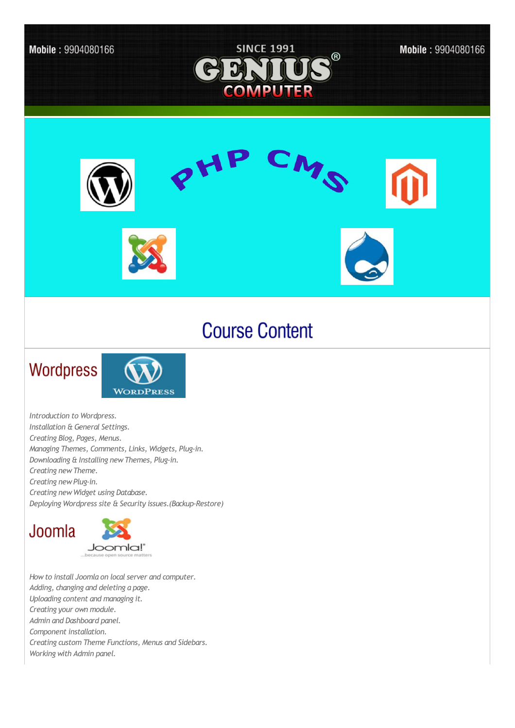Mobile : 9904080166

SINCE 1991

# GENIUS COMPUTER

Mobile : 9904080166

PHP CMS

## Course Content

### Wordpress

*Introduction to Wordpress.*
*Installation & General Settings.*
*Creating Blog, Pages, Menus.*
*Managing Themes, Comments, Links, Widgets, Plug-in.*
*Downloading & Installing new Themes, Plug-in.*
*Creating new Theme.*
*Creating new Plug-in.*
*Creating new Widget using Database.*
*Deploying Wordpress site & Security issues.(Backup-Restore)*

### Joomla

*How to install Joomla on local server and computer.*
*Adding, changing and deleting a page.*
*Uploading content and managing it.*
*Creating your own module.*
*Admin and Dashboard panel.*
*Component installation.*
*Creating custom Theme Functions, Menus and Sidebars.*
*Working with Admin panel.*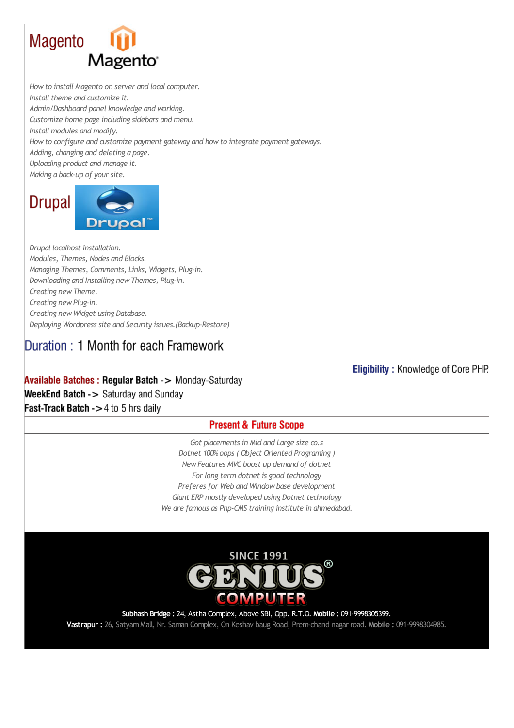## Magento

*How to install Magento on server and local computer.*
*Install theme and customize it.*
*Admin/Dashboard panel knowledge and working.*
*Customize home page including sidebars and menu.*
*Install modules and modify.*
*How to configure and customize payment gateway and how to integrate payment gateways.*
*Adding, changing and deleting a page.*
*Uploading product and manage it.*
*Making a back-up of your site.*

## Drupal

*Drupal localhost installation.*
*Modules, Themes, Nodes and Blocks.*
*Managing Themes, Comments, Links, Widgets, Plug-in.*
*Downloading and Installing new Themes, Plug-in.*
*Creating new Theme.*
*Creating new Plug-in.*
*Creating new Widget using Database.*
*Deploying Wordpress site and Security issues.(Backup-Restore)*

## Duration : 1 Month for each Framework

**Eligibility :** Knowledge of Core PHP.

**Available Batches : Regular Batch ->** Monday-Saturday
**WeekEnd Batch ->** Saturday and Sunday
**Fast-Track Batch ->** 4 to 5 hrs daily

## Present & Future Scope

*Got placements in Mid and Large size co.s*
*Dotnet 100% oops ( Object Oriented Programing )*
*New Features MVC boost up demand of dotnet*
*For long term dotnet is good technology*
*Preferes for Web and Window base development*
*Giant ERP mostly developed using Dotnet technology*
*We are famous as Php-CMS training institute in ahmedabad.*

SINCE 1991
GENIUS® COMPUTER

**Subhash Bridge :** 24, Astha Complex, Above SBI, Opp. R.T.O. **Mobile :** 091-9998305399.
**Vastrapur :** 26, Satyam Mall, Nr. Saman Complex, On Keshav baug Road, Prem-chand nagar road. **Mobile :** 091-9998304985.